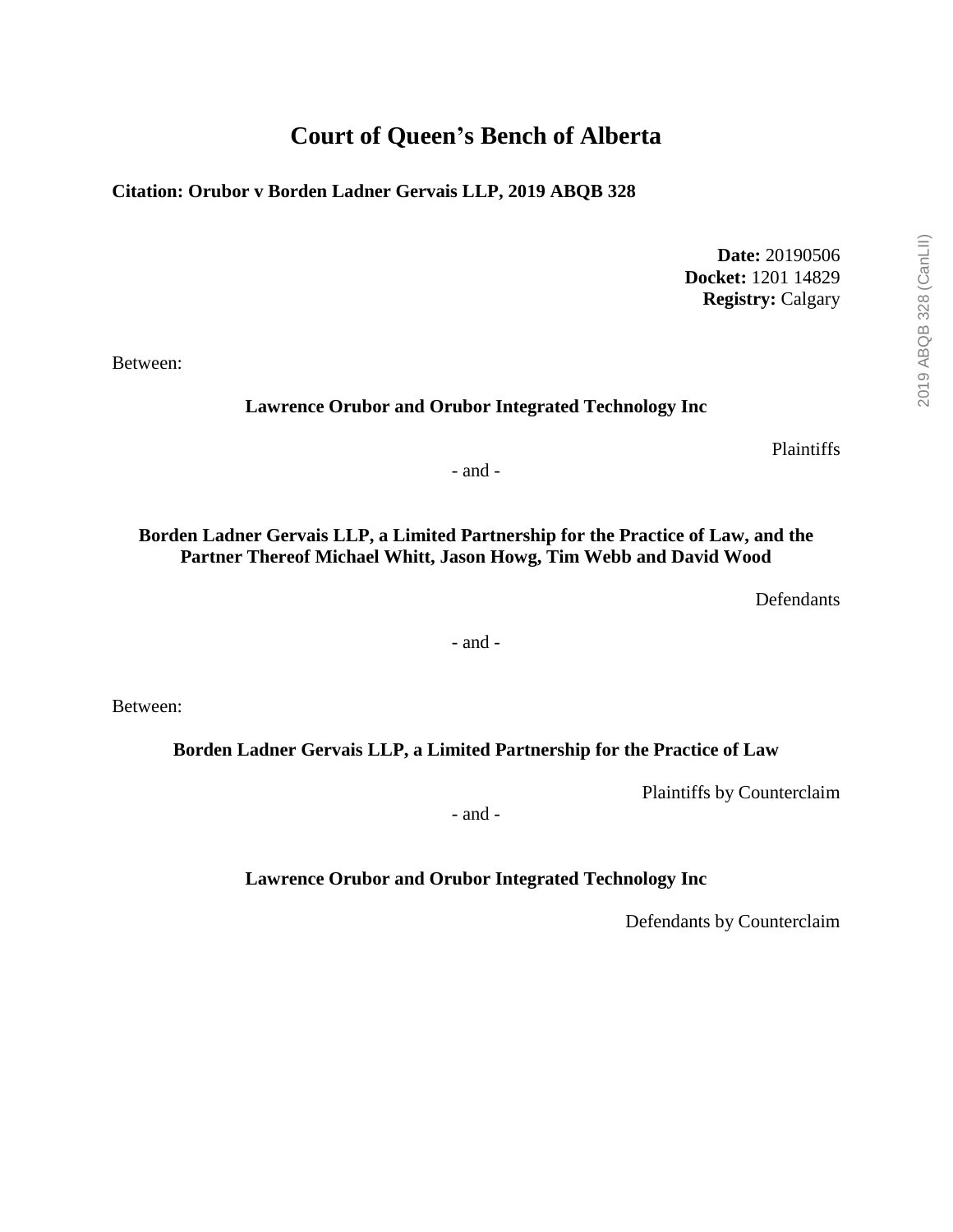# Court of Queen's Bench of Alberta

**Citation: Orubor v Borden Ladner Gervais LLP, 2019 ABQB 328**

**Date:** 20190506
**Docket:** 1201 14829
**Registry:** Calgary

Between:

**Lawrence Orubor and Orubor Integrated Technology Inc**

Plaintiffs

\- and -

**Borden Ladner Gervais LLP, a Limited Partnership for the Practice of Law, and the Partner Thereof Michael Whitt, Jason Howg, Tim Webb and David Wood**

Defendants

\- and -

Between:

**Borden Ladner Gervais LLP, a Limited Partnership for the Practice of Law**

Plaintiffs by Counterclaim

\- and -

**Lawrence Orubor and Orubor Integrated Technology Inc**

Defendants by Counterclaim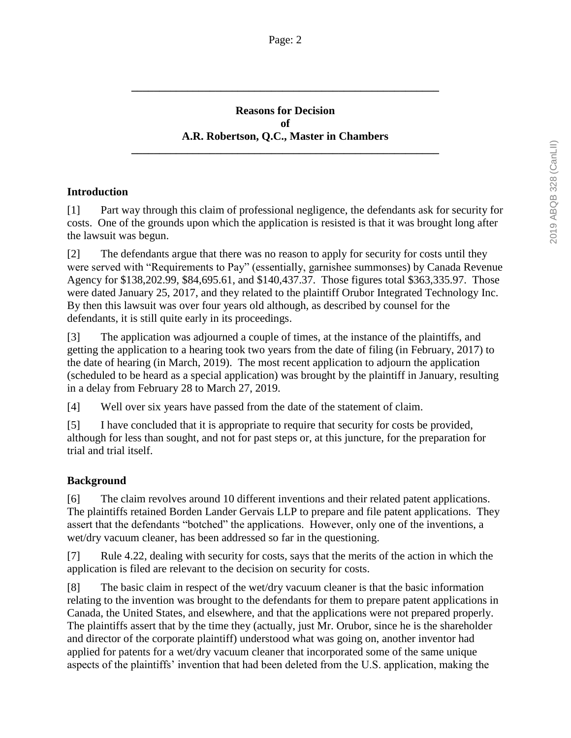**Reasons for Decision**
**of**
**A.R. Robertson, Q.C., Master in Chambers**

## Introduction

[1] Part way through this claim of professional negligence, the defendants ask for security for costs. One of the grounds upon which the application is resisted is that it was brought long after the lawsuit was begun.

[2] The defendants argue that there was no reason to apply for security for costs until they were served with "Requirements to Pay" (essentially, garnishee summonses) by Canada Revenue Agency for $138,202.99, $84,695.61, and $140,437.37. Those figures total $363,335.97. Those were dated January 25, 2017, and they related to the plaintiff Orubor Integrated Technology Inc. By then this lawsuit was over four years old although, as described by counsel for the defendants, it is still quite early in its proceedings.

[3] The application was adjourned a couple of times, at the instance of the plaintiffs, and getting the application to a hearing took two years from the date of filing (in February, 2017) to the date of hearing (in March, 2019). The most recent application to adjourn the application (scheduled to be heard as a special application) was brought by the plaintiff in January, resulting in a delay from February 28 to March 27, 2019.

[4] Well over six years have passed from the date of the statement of claim.

[5] I have concluded that it is appropriate to require that security for costs be provided, although for less than sought, and not for past steps or, at this juncture, for the preparation for trial and trial itself.

## Background

[6] The claim revolves around 10 different inventions and their related patent applications. The plaintiffs retained Borden Lander Gervais LLP to prepare and file patent applications. They assert that the defendants "botched" the applications. However, only one of the inventions, a wet/dry vacuum cleaner, has been addressed so far in the questioning.

[7] Rule 4.22, dealing with security for costs, says that the merits of the action in which the application is filed are relevant to the decision on security for costs.

[8] The basic claim in respect of the wet/dry vacuum cleaner is that the basic information relating to the invention was brought to the defendants for them to prepare patent applications in Canada, the United States, and elsewhere, and that the applications were not prepared properly. The plaintiffs assert that by the time they (actually, just Mr. Orubor, since he is the shareholder and director of the corporate plaintiff) understood what was going on, another inventor had applied for patents for a wet/dry vacuum cleaner that incorporated some of the same unique aspects of the plaintiffs' invention that had been deleted from the U.S. application, making the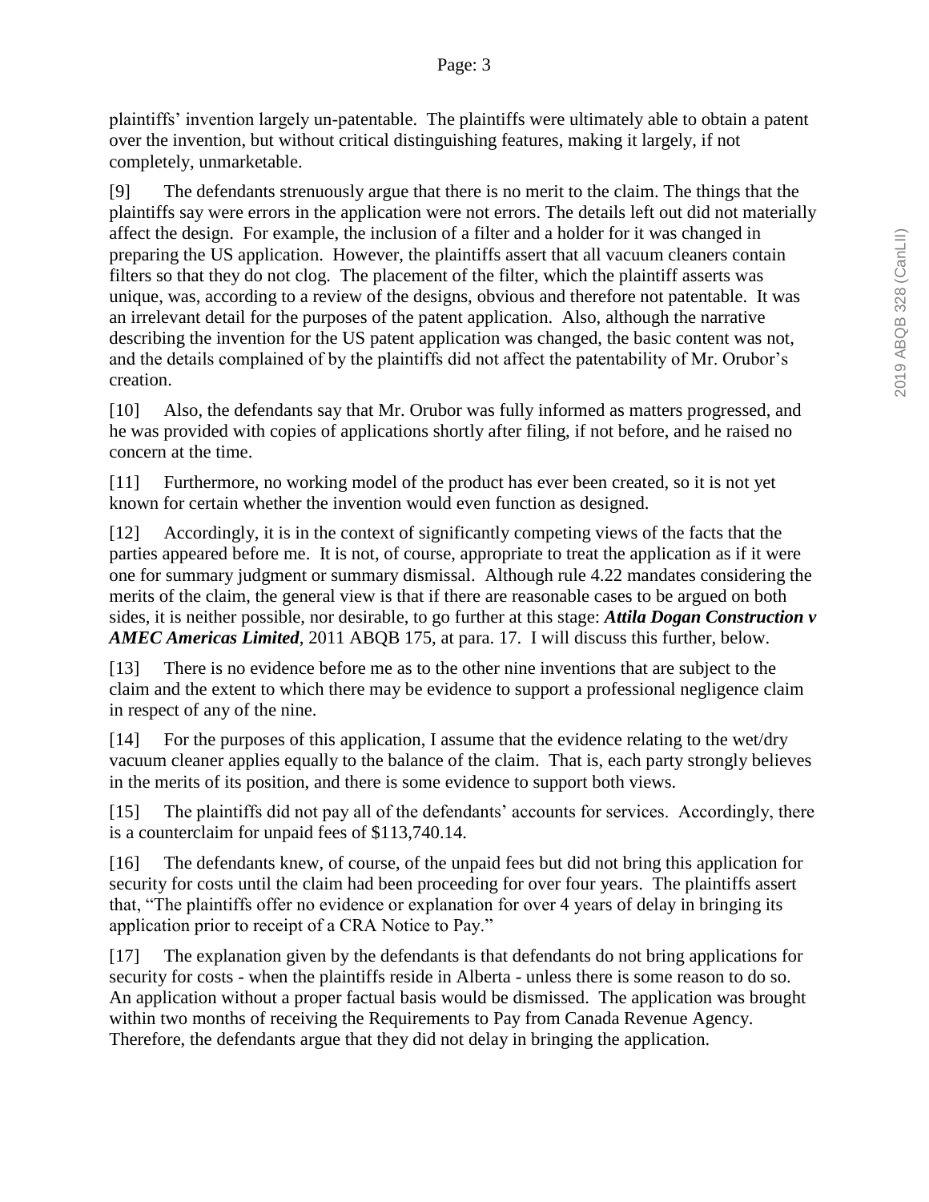plaintiffs' invention largely un-patentable. The plaintiffs were ultimately able to obtain a patent over the invention, but without critical distinguishing features, making it largely, if not completely, unmarketable.

[9] The defendants strenuously argue that there is no merit to the claim. The things that the plaintiffs say were errors in the application were not errors. The details left out did not materially affect the design. For example, the inclusion of a filter and a holder for it was changed in preparing the US application. However, the plaintiffs assert that all vacuum cleaners contain filters so that they do not clog. The placement of the filter, which the plaintiff asserts was unique, was, according to a review of the designs, obvious and therefore not patentable. It was an irrelevant detail for the purposes of the patent application. Also, although the narrative describing the invention for the US patent application was changed, the basic content was not, and the details complained of by the plaintiffs did not affect the patentability of Mr. Orubor's creation.

[10] Also, the defendants say that Mr. Orubor was fully informed as matters progressed, and he was provided with copies of applications shortly after filing, if not before, and he raised no concern at the time.

[11] Furthermore, no working model of the product has ever been created, so it is not yet known for certain whether the invention would even function as designed.

[12] Accordingly, it is in the context of significantly competing views of the facts that the parties appeared before me. It is not, of course, appropriate to treat the application as if it were one for summary judgment or summary dismissal. Although rule 4.22 mandates considering the merits of the claim, the general view is that if there are reasonable cases to be argued on both sides, it is neither possible, nor desirable, to go further at this stage: ***Attila Dogan Construction v AMEC Americas Limited***, 2011 ABQB 175, at para. 17. I will discuss this further, below.

[13] There is no evidence before me as to the other nine inventions that are subject to the claim and the extent to which there may be evidence to support a professional negligence claim in respect of any of the nine.

[14] For the purposes of this application, I assume that the evidence relating to the wet/dry vacuum cleaner applies equally to the balance of the claim. That is, each party strongly believes in the merits of its position, and there is some evidence to support both views.

[15] The plaintiffs did not pay all of the defendants' accounts for services. Accordingly, there is a counterclaim for unpaid fees of $113,740.14.

[16] The defendants knew, of course, of the unpaid fees but did not bring this application for security for costs until the claim had been proceeding for over four years. The plaintiffs assert that, "The plaintiffs offer no evidence or explanation for over 4 years of delay in bringing its application prior to receipt of a CRA Notice to Pay."

[17] The explanation given by the defendants is that defendants do not bring applications for security for costs - when the plaintiffs reside in Alberta - unless there is some reason to do so. An application without a proper factual basis would be dismissed. The application was brought within two months of receiving the Requirements to Pay from Canada Revenue Agency. Therefore, the defendants argue that they did not delay in bringing the application.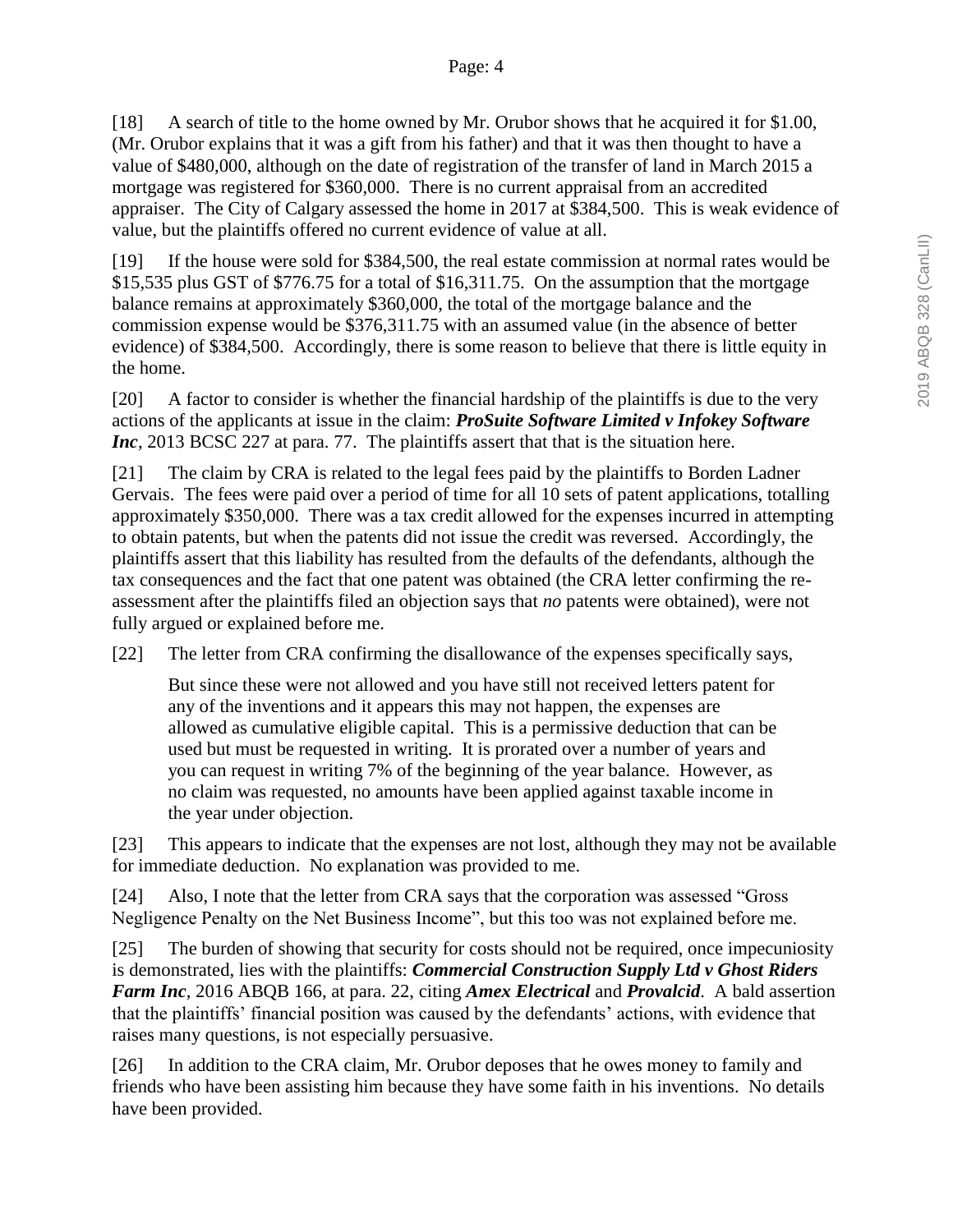[18] A search of title to the home owned by Mr. Orubor shows that he acquired it for $1.00, (Mr. Orubor explains that it was a gift from his father) and that it was then thought to have a value of $480,000, although on the date of registration of the transfer of land in March 2015 a mortgage was registered for $360,000. There is no current appraisal from an accredited appraiser. The City of Calgary assessed the home in 2017 at $384,500. This is weak evidence of value, but the plaintiffs offered no current evidence of value at all.

[19] If the house were sold for $384,500, the real estate commission at normal rates would be $15,535 plus GST of $776.75 for a total of $16,311.75. On the assumption that the mortgage balance remains at approximately $360,000, the total of the mortgage balance and the commission expense would be $376,311.75 with an assumed value (in the absence of better evidence) of $384,500. Accordingly, there is some reason to believe that there is little equity in the home.

[20] A factor to consider is whether the financial hardship of the plaintiffs is due to the very actions of the applicants at issue in the claim: ***ProSuite Software Limited v Infokey Software Inc***, 2013 BCSC 227 at para. 77. The plaintiffs assert that that is the situation here.

[21] The claim by CRA is related to the legal fees paid by the plaintiffs to Borden Ladner Gervais. The fees were paid over a period of time for all 10 sets of patent applications, totalling approximately $350,000. There was a tax credit allowed for the expenses incurred in attempting to obtain patents, but when the patents did not issue the credit was reversed. Accordingly, the plaintiffs assert that this liability has resulted from the defaults of the defendants, although the tax consequences and the fact that one patent was obtained (the CRA letter confirming the re-assessment after the plaintiffs filed an objection says that *no* patents were obtained), were not fully argued or explained before me.

[22] The letter from CRA confirming the disallowance of the expenses specifically says,

> But since these were not allowed and you have still not received letters patent for any of the inventions and it appears this may not happen, the expenses are allowed as cumulative eligible capital. This is a permissive deduction that can be used but must be requested in writing. It is prorated over a number of years and you can request in writing 7% of the beginning of the year balance. However, as no claim was requested, no amounts have been applied against taxable income in the year under objection.

[23] This appears to indicate that the expenses are not lost, although they may not be available for immediate deduction. No explanation was provided to me.

[24] Also, I note that the letter from CRA says that the corporation was assessed "Gross Negligence Penalty on the Net Business Income", but this too was not explained before me.

[25] The burden of showing that security for costs should not be required, once impecuniosity is demonstrated, lies with the plaintiffs: ***Commercial Construction Supply Ltd v Ghost Riders Farm Inc***, 2016 ABQB 166, at para. 22, citing ***Amex Electrical*** and ***Provalcid***. A bald assertion that the plaintiffs' financial position was caused by the defendants' actions, with evidence that raises many questions, is not especially persuasive.

[26] In addition to the CRA claim, Mr. Orubor deposes that he owes money to family and friends who have been assisting him because they have some faith in his inventions. No details have been provided.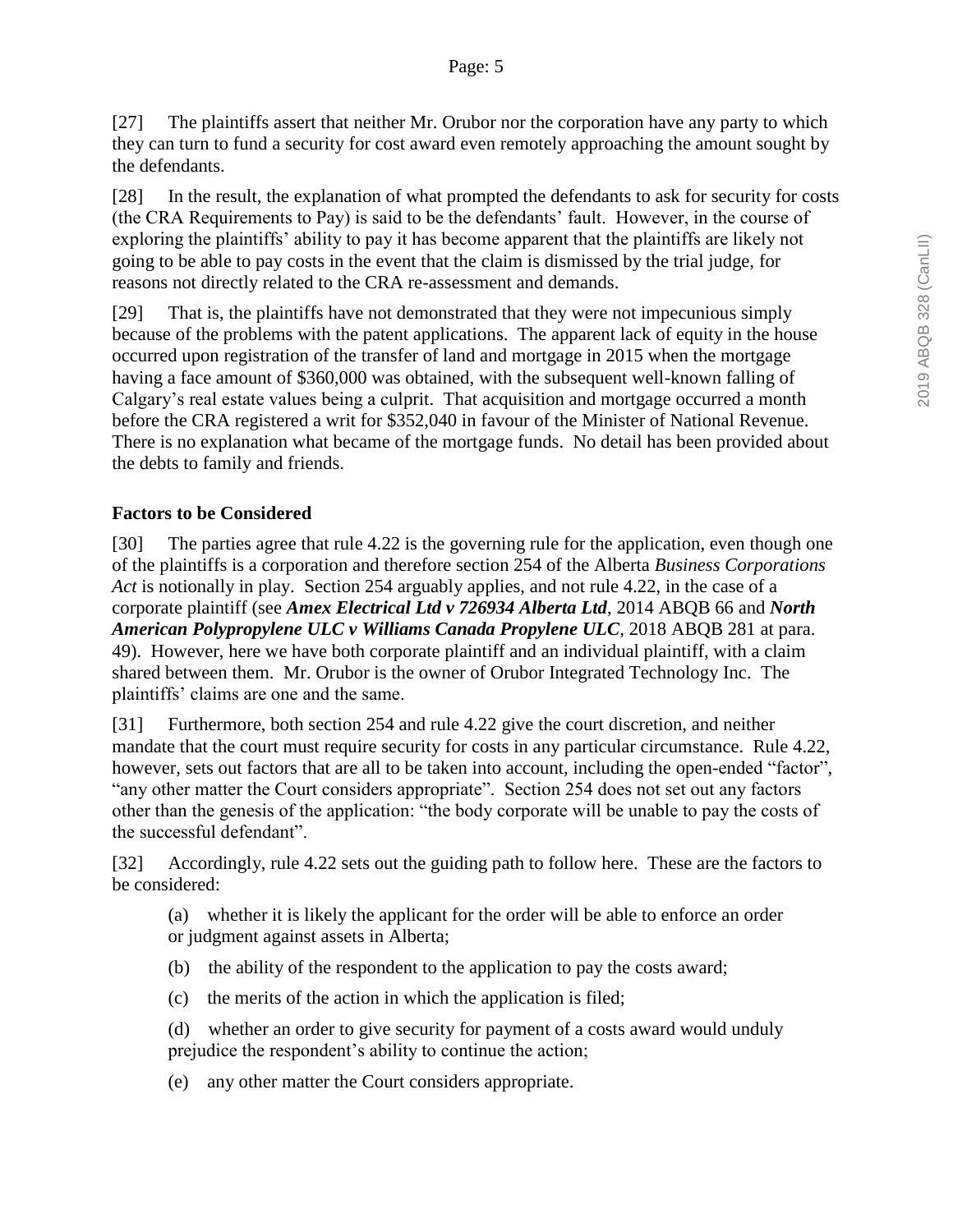[27] The plaintiffs assert that neither Mr. Orubor nor the corporation have any party to which they can turn to fund a security for cost award even remotely approaching the amount sought by the defendants.

[28] In the result, the explanation of what prompted the defendants to ask for security for costs (the CRA Requirements to Pay) is said to be the defendants' fault. However, in the course of exploring the plaintiffs' ability to pay it has become apparent that the plaintiffs are likely not going to be able to pay costs in the event that the claim is dismissed by the trial judge, for reasons not directly related to the CRA re-assessment and demands.

[29] That is, the plaintiffs have not demonstrated that they were not impecunious simply because of the problems with the patent applications. The apparent lack of equity in the house occurred upon registration of the transfer of land and mortgage in 2015 when the mortgage having a face amount of $360,000 was obtained, with the subsequent well-known falling of Calgary's real estate values being a culprit. That acquisition and mortgage occurred a month before the CRA registered a writ for $352,040 in favour of the Minister of National Revenue. There is no explanation what became of the mortgage funds. No detail has been provided about the debts to family and friends.

### Factors to be Considered

[30] The parties agree that rule 4.22 is the governing rule for the application, even though one of the plaintiffs is a corporation and therefore section 254 of the Alberta *Business Corporations Act* is notionally in play. Section 254 arguably applies, and not rule 4.22, in the case of a corporate plaintiff (see ***Amex Electrical Ltd v 726934 Alberta Ltd***, 2014 ABQB 66 and ***North American Polypropylene ULC v Williams Canada Propylene ULC***, 2018 ABQB 281 at para. 49). However, here we have both corporate plaintiff and an individual plaintiff, with a claim shared between them. Mr. Orubor is the owner of Orubor Integrated Technology Inc. The plaintiffs' claims are one and the same.

[31] Furthermore, both section 254 and rule 4.22 give the court discretion, and neither mandate that the court must require security for costs in any particular circumstance. Rule 4.22, however, sets out factors that are all to be taken into account, including the open-ended "factor", "any other matter the Court considers appropriate". Section 254 does not set out any factors other than the genesis of the application: "the body corporate will be unable to pay the costs of the successful defendant".

[32] Accordingly, rule 4.22 sets out the guiding path to follow here. These are the factors to be considered:

> (a) whether it is likely the applicant for the order will be able to enforce an order or judgment against assets in Alberta;
>
> (b) the ability of the respondent to the application to pay the costs award;
>
> (c) the merits of the action in which the application is filed;
>
> (d) whether an order to give security for payment of a costs award would unduly prejudice the respondent's ability to continue the action;
>
> (e) any other matter the Court considers appropriate.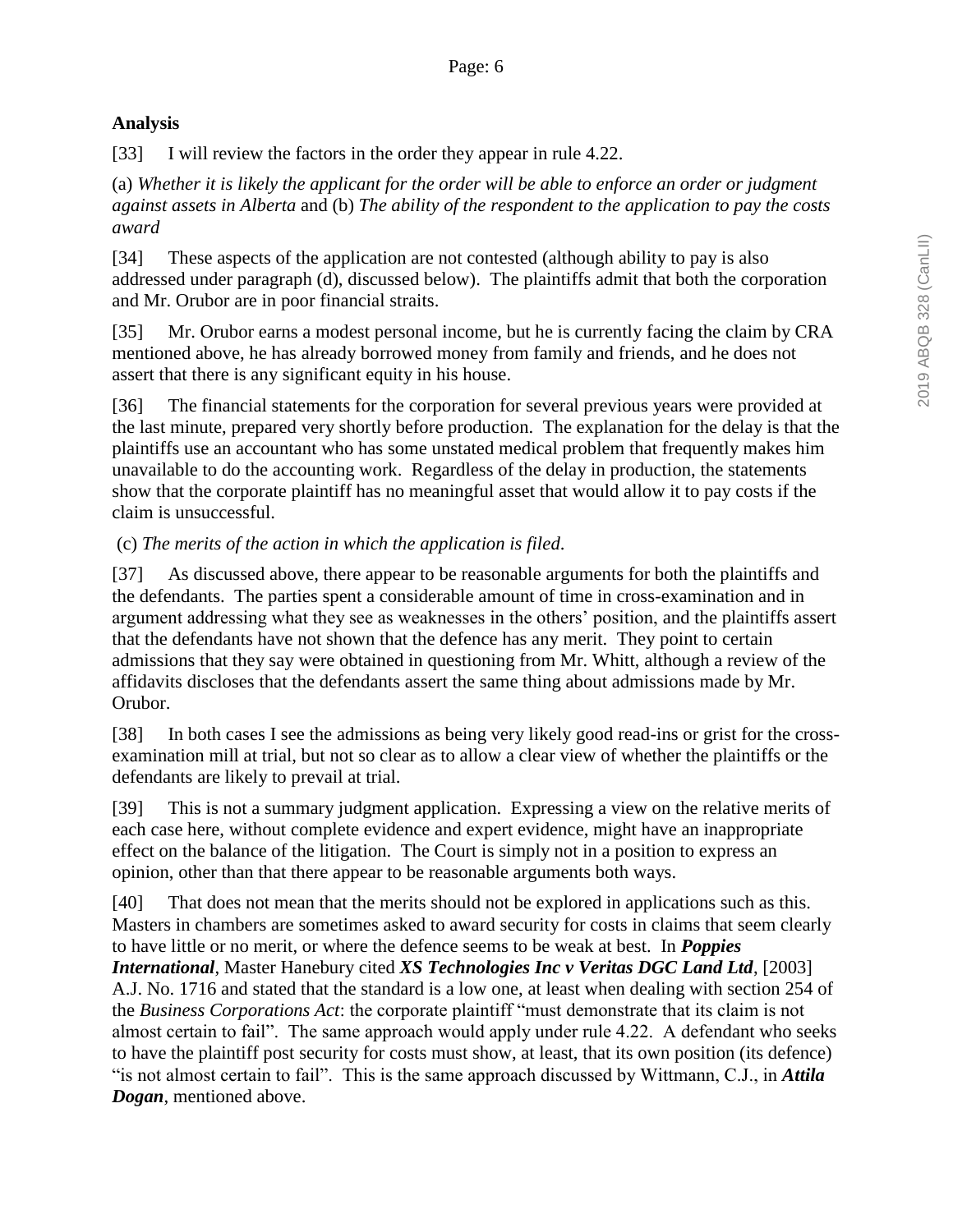**Analysis**

[33] I will review the factors in the order they appear in rule 4.22.

(a) *Whether it is likely the applicant for the order will be able to enforce an order or judgment against assets in Alberta* and (b) *The ability of the respondent to the application to pay the costs award*

[34] These aspects of the application are not contested (although ability to pay is also addressed under paragraph (d), discussed below). The plaintiffs admit that both the corporation and Mr. Orubor are in poor financial straits.

[35] Mr. Orubor earns a modest personal income, but he is currently facing the claim by CRA mentioned above, he has already borrowed money from family and friends, and he does not assert that there is any significant equity in his house.

[36] The financial statements for the corporation for several previous years were provided at the last minute, prepared very shortly before production. The explanation for the delay is that the plaintiffs use an accountant who has some unstated medical problem that frequently makes him unavailable to do the accounting work. Regardless of the delay in production, the statements show that the corporate plaintiff has no meaningful asset that would allow it to pay costs if the claim is unsuccessful.

(c) *The merits of the action in which the application is filed*.

[37] As discussed above, there appear to be reasonable arguments for both the plaintiffs and the defendants. The parties spent a considerable amount of time in cross-examination and in argument addressing what they see as weaknesses in the others' position, and the plaintiffs assert that the defendants have not shown that the defence has any merit. They point to certain admissions that they say were obtained in questioning from Mr. Whitt, although a review of the affidavits discloses that the defendants assert the same thing about admissions made by Mr. Orubor.

[38] In both cases I see the admissions as being very likely good read-ins or grist for the cross-examination mill at trial, but not so clear as to allow a clear view of whether the plaintiffs or the defendants are likely to prevail at trial.

[39] This is not a summary judgment application. Expressing a view on the relative merits of each case here, without complete evidence and expert evidence, might have an inappropriate effect on the balance of the litigation. The Court is simply not in a position to express an opinion, other than that there appear to be reasonable arguments both ways.

[40] That does not mean that the merits should not be explored in applications such as this. Masters in chambers are sometimes asked to award security for costs in claims that seem clearly to have little or no merit, or where the defence seems to be weak at best. In ***Poppies International***, Master Hanebury cited ***XS Technologies Inc v Veritas DGC Land Ltd***, [2003] A.J. No. 1716 and stated that the standard is a low one, at least when dealing with section 254 of the *Business Corporations Act*: the corporate plaintiff "must demonstrate that its claim is not almost certain to fail". The same approach would apply under rule 4.22. A defendant who seeks to have the plaintiff post security for costs must show, at least, that its own position (its defence) "is not almost certain to fail". This is the same approach discussed by Wittmann, C.J., in ***Attila Dogan***, mentioned above.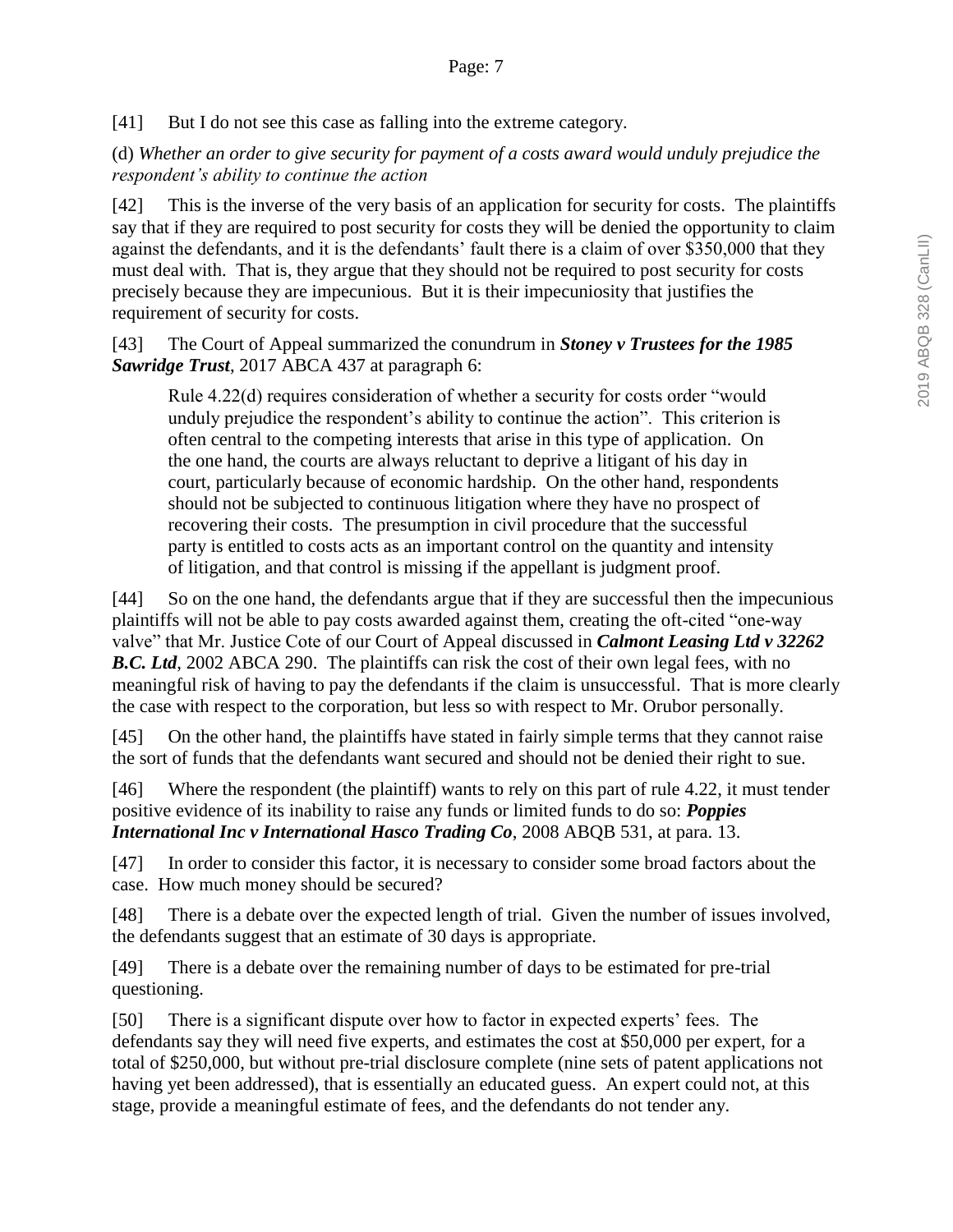[41] But I do not see this case as falling into the extreme category.

(d) *Whether an order to give security for payment of a costs award would unduly prejudice the respondent's ability to continue the action*

[42] This is the inverse of the very basis of an application for security for costs. The plaintiffs say that if they are required to post security for costs they will be denied the opportunity to claim against the defendants, and it is the defendants' fault there is a claim of over $350,000 that they must deal with. That is, they argue that they should not be required to post security for costs precisely because they are impecunious. But it is their impecuniosity that justifies the requirement of security for costs.

[43] The Court of Appeal summarized the conundrum in ***Stoney v Trustees for the 1985 Sawridge Trust***, 2017 ABCA 437 at paragraph 6:

> Rule 4.22(d) requires consideration of whether a security for costs order "would unduly prejudice the respondent's ability to continue the action". This criterion is often central to the competing interests that arise in this type of application. On the one hand, the courts are always reluctant to deprive a litigant of his day in court, particularly because of economic hardship. On the other hand, respondents should not be subjected to continuous litigation where they have no prospect of recovering their costs. The presumption in civil procedure that the successful party is entitled to costs acts as an important control on the quantity and intensity of litigation, and that control is missing if the appellant is judgment proof.

[44] So on the one hand, the defendants argue that if they are successful then the impecunious plaintiffs will not be able to pay costs awarded against them, creating the oft-cited "one-way valve" that Mr. Justice Cote of our Court of Appeal discussed in ***Calmont Leasing Ltd v 32262 B.C. Ltd***, 2002 ABCA 290. The plaintiffs can risk the cost of their own legal fees, with no meaningful risk of having to pay the defendants if the claim is unsuccessful. That is more clearly the case with respect to the corporation, but less so with respect to Mr. Orubor personally.

[45] On the other hand, the plaintiffs have stated in fairly simple terms that they cannot raise the sort of funds that the defendants want secured and should not be denied their right to sue.

[46] Where the respondent (the plaintiff) wants to rely on this part of rule 4.22, it must tender positive evidence of its inability to raise any funds or limited funds to do so: ***Poppies International Inc v International Hasco Trading Co***, 2008 ABQB 531, at para. 13.

[47] In order to consider this factor, it is necessary to consider some broad factors about the case. How much money should be secured?

[48] There is a debate over the expected length of trial. Given the number of issues involved, the defendants suggest that an estimate of 30 days is appropriate.

[49] There is a debate over the remaining number of days to be estimated for pre-trial questioning.

[50] There is a significant dispute over how to factor in expected experts' fees. The defendants say they will need five experts, and estimates the cost at $50,000 per expert, for a total of $250,000, but without pre-trial disclosure complete (nine sets of patent applications not having yet been addressed), that is essentially an educated guess. An expert could not, at this stage, provide a meaningful estimate of fees, and the defendants do not tender any.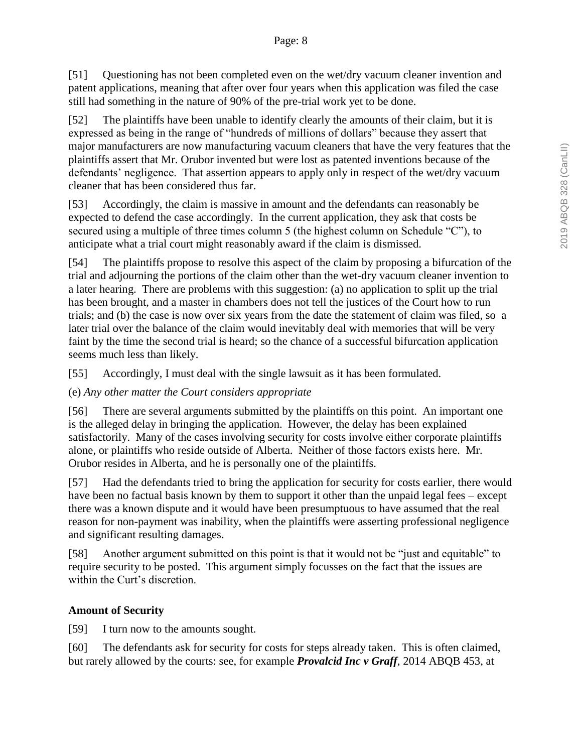[51] Questioning has not been completed even on the wet/dry vacuum cleaner invention and patent applications, meaning that after over four years when this application was filed the case still had something in the nature of 90% of the pre-trial work yet to be done.

[52] The plaintiffs have been unable to identify clearly the amounts of their claim, but it is expressed as being in the range of "hundreds of millions of dollars" because they assert that major manufacturers are now manufacturing vacuum cleaners that have the very features that the plaintiffs assert that Mr. Orubor invented but were lost as patented inventions because of the defendants' negligence. That assertion appears to apply only in respect of the wet/dry vacuum cleaner that has been considered thus far.

[53] Accordingly, the claim is massive in amount and the defendants can reasonably be expected to defend the case accordingly. In the current application, they ask that costs be secured using a multiple of three times column 5 (the highest column on Schedule "C"), to anticipate what a trial court might reasonably award if the claim is dismissed.

[54] The plaintiffs propose to resolve this aspect of the claim by proposing a bifurcation of the trial and adjourning the portions of the claim other than the wet-dry vacuum cleaner invention to a later hearing. There are problems with this suggestion: (a) no application to split up the trial has been brought, and a master in chambers does not tell the justices of the Court how to run trials; and (b) the case is now over six years from the date the statement of claim was filed, so a later trial over the balance of the claim would inevitably deal with memories that will be very faint by the time the second trial is heard; so the chance of a successful bifurcation application seems much less than likely.

[55] Accordingly, I must deal with the single lawsuit as it has been formulated.

(e) *Any other matter the Court considers appropriate*

[56] There are several arguments submitted by the plaintiffs on this point. An important one is the alleged delay in bringing the application. However, the delay has been explained satisfactorily. Many of the cases involving security for costs involve either corporate plaintiffs alone, or plaintiffs who reside outside of Alberta. Neither of those factors exists here. Mr. Orubor resides in Alberta, and he is personally one of the plaintiffs.

[57] Had the defendants tried to bring the application for security for costs earlier, there would have been no factual basis known by them to support it other than the unpaid legal fees – except there was a known dispute and it would have been presumptuous to have assumed that the real reason for non-payment was inability, when the plaintiffs were asserting professional negligence and significant resulting damages.

[58] Another argument submitted on this point is that it would not be "just and equitable" to require security to be posted. This argument simply focusses on the fact that the issues are within the Curt's discretion.

## Amount of Security

[59] I turn now to the amounts sought.

[60] The defendants ask for security for costs for steps already taken. This is often claimed, but rarely allowed by the courts: see, for example ***Provalcid Inc v Graff***, 2014 ABQB 453, at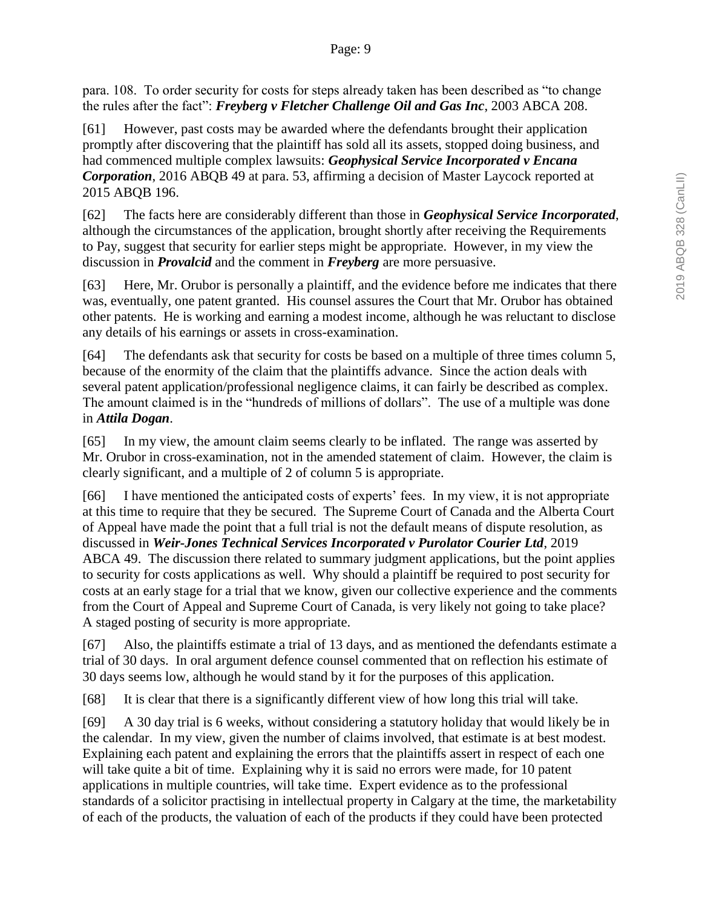para. 108. To order security for costs for steps already taken has been described as "to change the rules after the fact": ***Freyberg v Fletcher Challenge Oil and Gas Inc***, 2003 ABCA 208.

[61] However, past costs may be awarded where the defendants brought their application promptly after discovering that the plaintiff has sold all its assets, stopped doing business, and had commenced multiple complex lawsuits: ***Geophysical Service Incorporated v Encana Corporation***, 2016 ABQB 49 at para. 53, affirming a decision of Master Laycock reported at 2015 ABQB 196.

[62] The facts here are considerably different than those in ***Geophysical Service Incorporated***, although the circumstances of the application, brought shortly after receiving the Requirements to Pay, suggest that security for earlier steps might be appropriate. However, in my view the discussion in ***Provalcid*** and the comment in ***Freyberg*** are more persuasive.

[63] Here, Mr. Orubor is personally a plaintiff, and the evidence before me indicates that there was, eventually, one patent granted. His counsel assures the Court that Mr. Orubor has obtained other patents. He is working and earning a modest income, although he was reluctant to disclose any details of his earnings or assets in cross-examination.

[64] The defendants ask that security for costs be based on a multiple of three times column 5, because of the enormity of the claim that the plaintiffs advance. Since the action deals with several patent application/professional negligence claims, it can fairly be described as complex. The amount claimed is in the "hundreds of millions of dollars". The use of a multiple was done in ***Attila Dogan***.

[65] In my view, the amount claim seems clearly to be inflated. The range was asserted by Mr. Orubor in cross-examination, not in the amended statement of claim. However, the claim is clearly significant, and a multiple of 2 of column 5 is appropriate.

[66] I have mentioned the anticipated costs of experts' fees. In my view, it is not appropriate at this time to require that they be secured. The Supreme Court of Canada and the Alberta Court of Appeal have made the point that a full trial is not the default means of dispute resolution, as discussed in ***Weir-Jones Technical Services Incorporated v Purolator Courier Ltd***, 2019 ABCA 49. The discussion there related to summary judgment applications, but the point applies to security for costs applications as well. Why should a plaintiff be required to post security for costs at an early stage for a trial that we know, given our collective experience and the comments from the Court of Appeal and Supreme Court of Canada, is very likely not going to take place? A staged posting of security is more appropriate.

[67] Also, the plaintiffs estimate a trial of 13 days, and as mentioned the defendants estimate a trial of 30 days. In oral argument defence counsel commented that on reflection his estimate of 30 days seems low, although he would stand by it for the purposes of this application.

[68] It is clear that there is a significantly different view of how long this trial will take.

[69] A 30 day trial is 6 weeks, without considering a statutory holiday that would likely be in the calendar. In my view, given the number of claims involved, that estimate is at best modest. Explaining each patent and explaining the errors that the plaintiffs assert in respect of each one will take quite a bit of time. Explaining why it is said no errors were made, for 10 patent applications in multiple countries, will take time. Expert evidence as to the professional standards of a solicitor practising in intellectual property in Calgary at the time, the marketability of each of the products, the valuation of each of the products if they could have been protected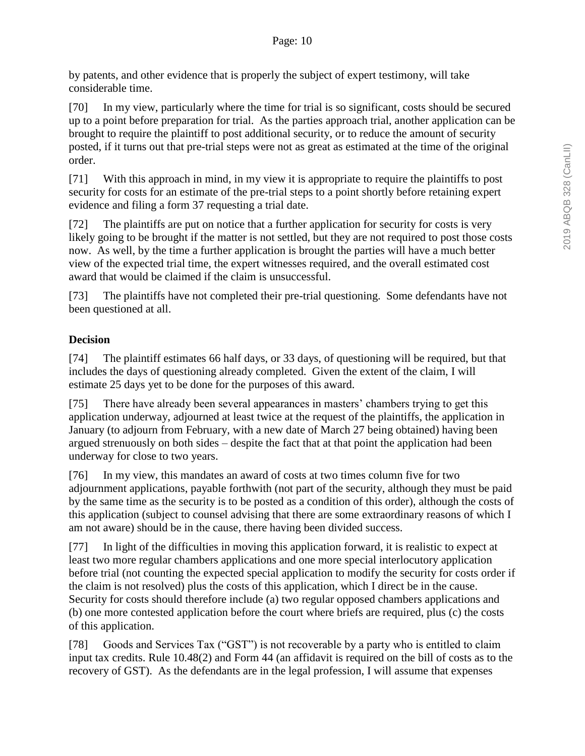by patents, and other evidence that is properly the subject of expert testimony, will take considerable time.

[70] In my view, particularly where the time for trial is so significant, costs should be secured up to a point before preparation for trial. As the parties approach trial, another application can be brought to require the plaintiff to post additional security, or to reduce the amount of security posted, if it turns out that pre-trial steps were not as great as estimated at the time of the original order.

[71] With this approach in mind, in my view it is appropriate to require the plaintiffs to post security for costs for an estimate of the pre-trial steps to a point shortly before retaining expert evidence and filing a form 37 requesting a trial date.

[72] The plaintiffs are put on notice that a further application for security for costs is very likely going to be brought if the matter is not settled, but they are not required to post those costs now. As well, by the time a further application is brought the parties will have a much better view of the expected trial time, the expert witnesses required, and the overall estimated cost award that would be claimed if the claim is unsuccessful.

[73] The plaintiffs have not completed their pre-trial questioning. Some defendants have not been questioned at all.

**Decision**

[74] The plaintiff estimates 66 half days, or 33 days, of questioning will be required, but that includes the days of questioning already completed. Given the extent of the claim, I will estimate 25 days yet to be done for the purposes of this award.

[75] There have already been several appearances in masters' chambers trying to get this application underway, adjourned at least twice at the request of the plaintiffs, the application in January (to adjourn from February, with a new date of March 27 being obtained) having been argued strenuously on both sides – despite the fact that at that point the application had been underway for close to two years.

[76] In my view, this mandates an award of costs at two times column five for two adjournment applications, payable forthwith (not part of the security, although they must be paid by the same time as the security is to be posted as a condition of this order), although the costs of this application (subject to counsel advising that there are some extraordinary reasons of which I am not aware) should be in the cause, there having been divided success.

[77] In light of the difficulties in moving this application forward, it is realistic to expect at least two more regular chambers applications and one more special interlocutory application before trial (not counting the expected special application to modify the security for costs order if the claim is not resolved) plus the costs of this application, which I direct be in the cause. Security for costs should therefore include (a) two regular opposed chambers applications and (b) one more contested application before the court where briefs are required, plus (c) the costs of this application.

[78] Goods and Services Tax ("GST") is not recoverable by a party who is entitled to claim input tax credits. Rule 10.48(2) and Form 44 (an affidavit is required on the bill of costs as to the recovery of GST). As the defendants are in the legal profession, I will assume that expenses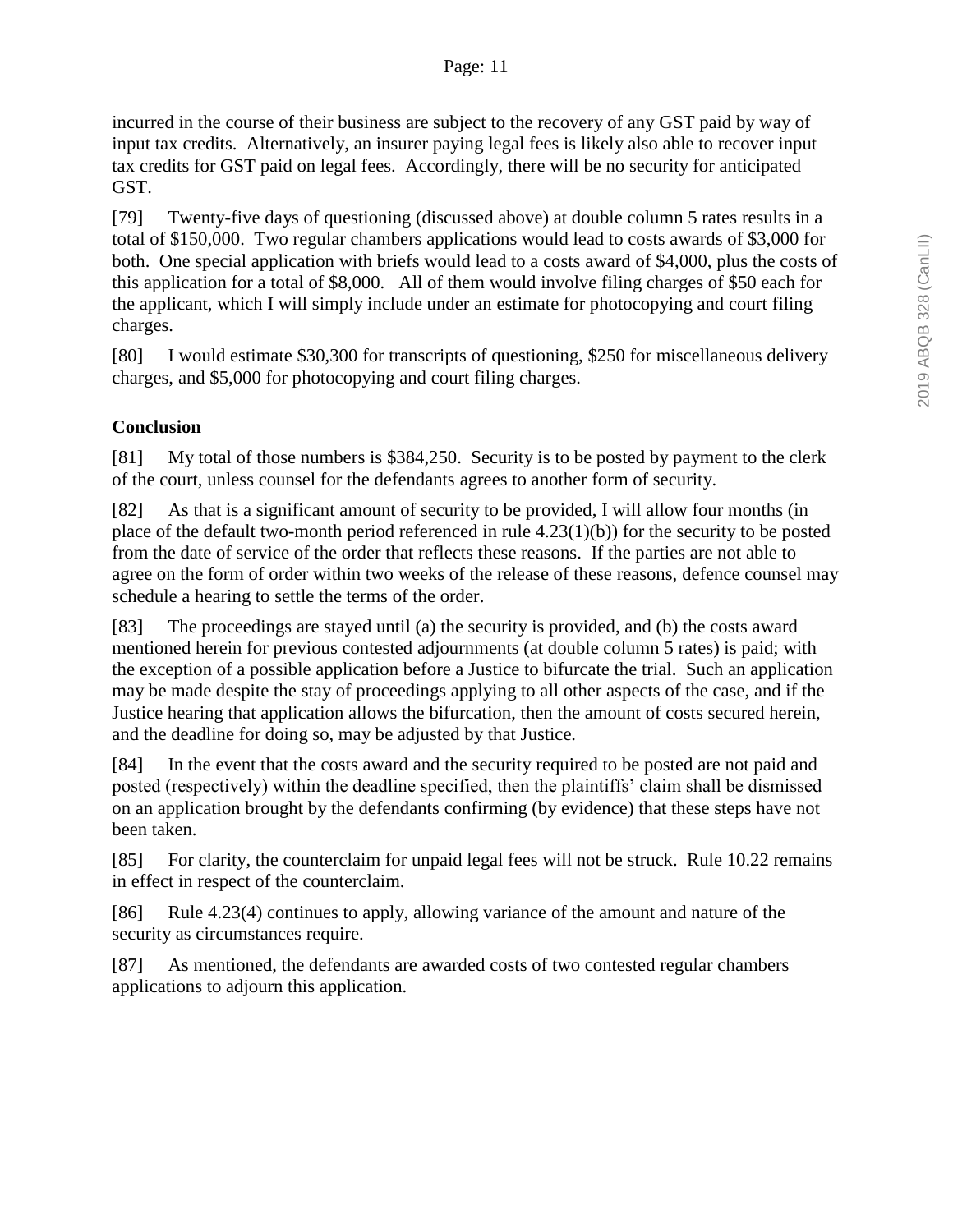incurred in the course of their business are subject to the recovery of any GST paid by way of input tax credits. Alternatively, an insurer paying legal fees is likely also able to recover input tax credits for GST paid on legal fees. Accordingly, there will be no security for anticipated GST.

[79] Twenty-five days of questioning (discussed above) at double column 5 rates results in a total of $150,000. Two regular chambers applications would lead to costs awards of $3,000 for both. One special application with briefs would lead to a costs award of $4,000, plus the costs of this application for a total of $8,000. All of them would involve filing charges of $50 each for the applicant, which I will simply include under an estimate for photocopying and court filing charges.

[80] I would estimate $30,300 for transcripts of questioning, $250 for miscellaneous delivery charges, and $5,000 for photocopying and court filing charges.

## Conclusion

[81] My total of those numbers is $384,250. Security is to be posted by payment to the clerk of the court, unless counsel for the defendants agrees to another form of security.

[82] As that is a significant amount of security to be provided, I will allow four months (in place of the default two-month period referenced in rule 4.23(1)(b)) for the security to be posted from the date of service of the order that reflects these reasons. If the parties are not able to agree on the form of order within two weeks of the release of these reasons, defence counsel may schedule a hearing to settle the terms of the order.

[83] The proceedings are stayed until (a) the security is provided, and (b) the costs award mentioned herein for previous contested adjournments (at double column 5 rates) is paid; with the exception of a possible application before a Justice to bifurcate the trial. Such an application may be made despite the stay of proceedings applying to all other aspects of the case, and if the Justice hearing that application allows the bifurcation, then the amount of costs secured herein, and the deadline for doing so, may be adjusted by that Justice.

[84] In the event that the costs award and the security required to be posted are not paid and posted (respectively) within the deadline specified, then the plaintiffs' claim shall be dismissed on an application brought by the defendants confirming (by evidence) that these steps have not been taken.

[85] For clarity, the counterclaim for unpaid legal fees will not be struck. Rule 10.22 remains in effect in respect of the counterclaim.

[86] Rule 4.23(4) continues to apply, allowing variance of the amount and nature of the security as circumstances require.

[87] As mentioned, the defendants are awarded costs of two contested regular chambers applications to adjourn this application.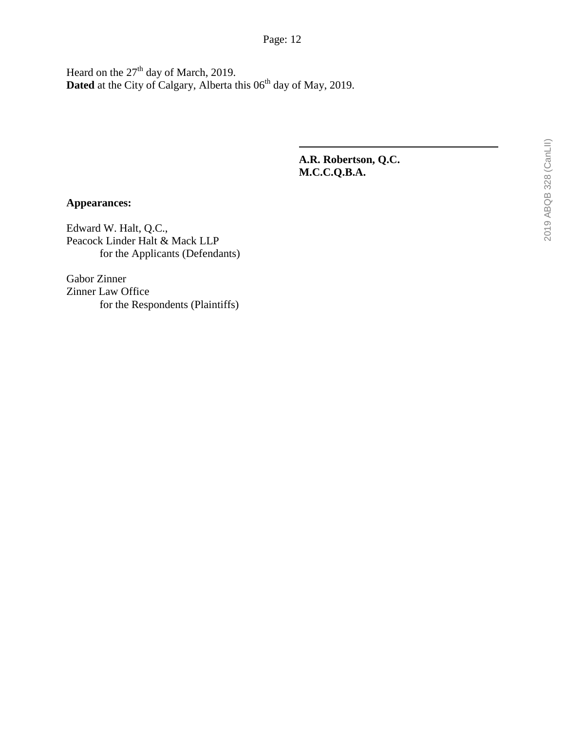Heard on the 27th day of March, 2019.
**Dated** at the City of Calgary, Alberta this 06th day of May, 2019.

**A.R. Robertson, Q.C.**
**M.C.C.Q.B.A.**

**Appearances:**

Edward W. Halt, Q.C.,
Peacock Linder Halt & Mack LLP
for the Applicants (Defendants)

Gabor Zinner
Zinner Law Office
for the Respondents (Plaintiffs)